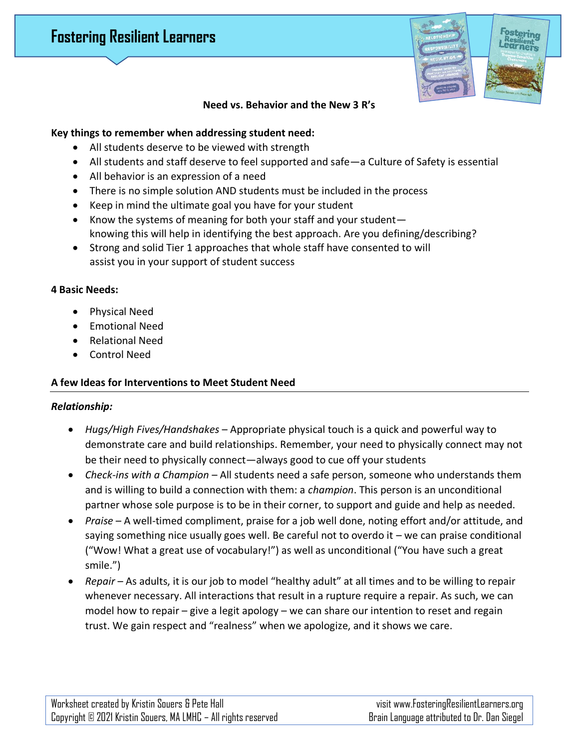# Fostering Resilient Learners

## Need vs. Behavior and the New 3 R's

**Key things to remember when addressing student need:**

- All students deserve to be viewed with strength
- All students and staff deserve to feel supported and safe—a Culture of Safety is essential
- All behavior is an expression of a need
- There is no simple solution AND students must be included in the process
- Keep in mind the ultimate goal you have for your student
- Know the systems of meaning for both your staff and your student—knowing this will help in identifying the best approach. Are you defining/describing?
- Strong and solid Tier 1 approaches that whole staff have consented to will assist you in your support of student success

**4 Basic Needs:**

- Physical Need
- Emotional Need
- Relational Need
- Control Need

**A few Ideas for Interventions to Meet Student Need**

***Relationship:***

- *Hugs/High Fives/Handshakes* – Appropriate physical touch is a quick and powerful way to demonstrate care and build relationships. Remember, your need to physically connect may not be their need to physically connect—always good to cue off your students
- *Check-ins with a Champion* – All students need a safe person, someone who understands them and is willing to build a connection with them: a *champion*. This person is an unconditional partner whose sole purpose is to be in their corner, to support and guide and help as needed.
- *Praise* – A well-timed compliment, praise for a job well done, noting effort and/or attitude, and saying something nice usually goes well. Be careful not to overdo it – we can praise conditional ("Wow! What a great use of vocabulary!") as well as unconditional ("You have such a great smile.")
- *Repair* – As adults, it is our job to model "healthy adult" at all times and to be willing to repair whenever necessary. All interactions that result in a rupture require a repair. As such, we can model how to repair – give a legit apology – we can share our intention to reset and regain trust. We gain respect and "realness" when we apologize, and it shows we care.

Worksheet created by Kristin Souers & Pete Hall
Copyright © 2021 Kristin Souers, MA LMHC – All rights reserved

visit www.FosteringResilientLearners.org
Brain Language attributed to Dr. Dan Siegel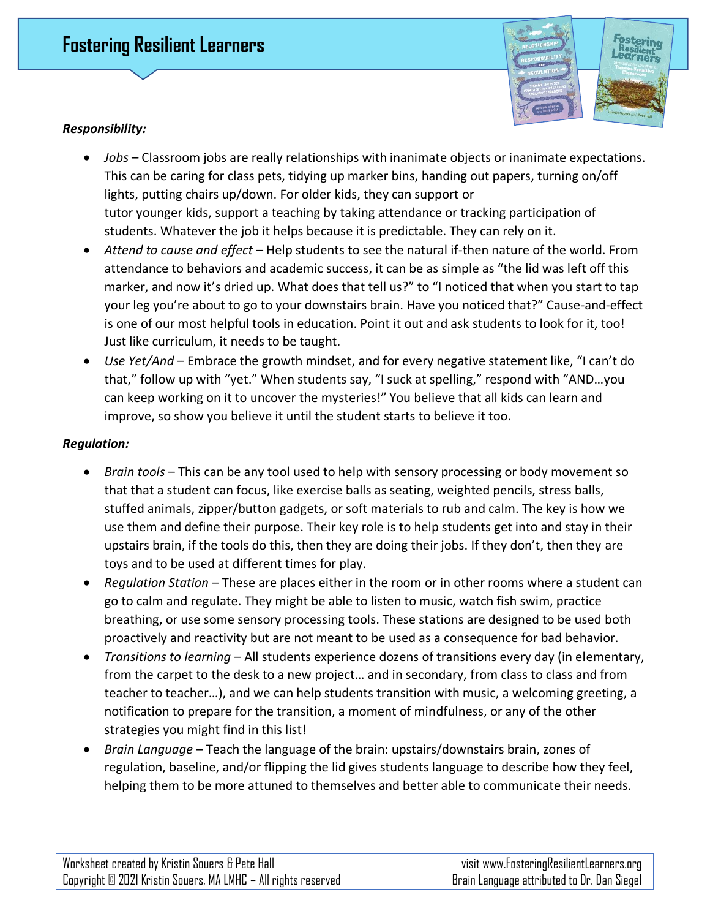# Fostering Resilient Learners

***Responsibility:***

- *Jobs* – Classroom jobs are really relationships with inanimate objects or inanimate expectations. This can be caring for class pets, tidying up marker bins, handing out papers, turning on/off lights, putting chairs up/down. For older kids, they can support or tutor younger kids, support a teaching by taking attendance or tracking participation of students. Whatever the job it helps because it is predictable. They can rely on it.
- *Attend to cause and effect* – Help students to see the natural if-then nature of the world. From attendance to behaviors and academic success, it can be as simple as "the lid was left off this marker, and now it's dried up. What does that tell us?" to "I noticed that when you start to tap your leg you're about to go to your downstairs brain. Have you noticed that?" Cause-and-effect is one of our most helpful tools in education. Point it out and ask students to look for it, too! Just like curriculum, it needs to be taught.
- *Use Yet/And* – Embrace the growth mindset, and for every negative statement like, "I can't do that," follow up with "yet." When students say, "I suck at spelling," respond with "AND…you can keep working on it to uncover the mysteries!" You believe that all kids can learn and improve, so show you believe it until the student starts to believe it too.

***Regulation:***

- *Brain tools* – This can be any tool used to help with sensory processing or body movement so that that a student can focus, like exercise balls as seating, weighted pencils, stress balls, stuffed animals, zipper/button gadgets, or soft materials to rub and calm. The key is how we use them and define their purpose. Their key role is to help students get into and stay in their upstairs brain, if the tools do this, then they are doing their jobs. If they don't, then they are toys and to be used at different times for play.
- *Regulation Station* – These are places either in the room or in other rooms where a student can go to calm and regulate. They might be able to listen to music, watch fish swim, practice breathing, or use some sensory processing tools. These stations are designed to be used both proactively and reactivity but are not meant to be used as a consequence for bad behavior.
- *Transitions to learning* – All students experience dozens of transitions every day (in elementary, from the carpet to the desk to a new project… and in secondary, from class to class and from teacher to teacher…), and we can help students transition with music, a welcoming greeting, a notification to prepare for the transition, a moment of mindfulness, or any of the other strategies you might find in this list!
- *Brain Language* – Teach the language of the brain: upstairs/downstairs brain, zones of regulation, baseline, and/or flipping the lid gives students language to describe how they feel, helping them to be more attuned to themselves and better able to communicate their needs.

Worksheet created by Kristin Souers & Pete Hall
Copyright © 2021 Kristin Souers, MA LMHC – All rights reserved

visit www.FosteringResilientLearners.org
Brain Language attributed to Dr. Dan Siegel